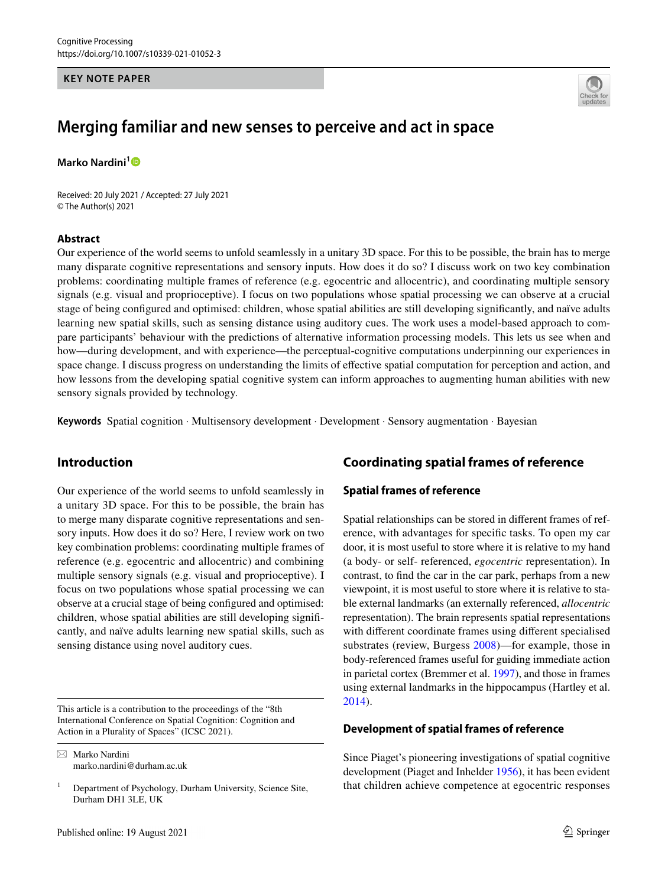KEY NOTE PAPER

# Merging familiar and new senses to perceive and act in space

**Marko Nardini**[1]

Received: 20 July 2021 / Accepted: 27 July 2021
© The Author(s) 2021

## Abstract

Our experience of the world seems to unfold seamlessly in a unitary 3D space. For this to be possible, the brain has to merge many disparate cognitive representations and sensory inputs. How does it do so? I discuss work on two key combination problems: coordinating multiple frames of reference (e.g. egocentric and allocentric), and coordinating multiple sensory signals (e.g. visual and proprioceptive). I focus on two populations whose spatial processing we can observe at a crucial stage of being configured and optimised: children, whose spatial abilities are still developing significantly, and naïve adults learning new spatial skills, such as sensing distance using auditory cues. The work uses a model-based approach to compare participants' behaviour with the predictions of alternative information processing models. This lets us see when and how—during development, and with experience—the perceptual-cognitive computations underpinning our experiences in space change. I discuss progress on understanding the limits of effective spatial computation for perception and action, and how lessons from the developing spatial cognitive system can inform approaches to augmenting human abilities with new sensory signals provided by technology.

**Keywords** Spatial cognition · Multisensory development · Development · Sensory augmentation · Bayesian

## Introduction

Our experience of the world seems to unfold seamlessly in a unitary 3D space. For this to be possible, the brain has to merge many disparate cognitive representations and sensory inputs. How does it do so? Here, I review work on two key combination problems: coordinating multiple frames of reference (e.g. egocentric and allocentric) and combining multiple sensory signals (e.g. visual and proprioceptive). I focus on two populations whose spatial processing we can observe at a crucial stage of being configured and optimised: children, whose spatial abilities are still developing significantly, and naïve adults learning new spatial skills, such as sensing distance using novel auditory cues.

This article is a contribution to the proceedings of the "8th International Conference on Spatial Cognition: Cognition and Action in a Plurality of Spaces" (ICSC 2021).

✉ Marko Nardini
marko.nardini@durham.ac.uk

[1] Department of Psychology, Durham University, Science Site, Durham DH1 3LE, UK

## Coordinating spatial frames of reference

### Spatial frames of reference

Spatial relationships can be stored in different frames of reference, with advantages for specific tasks. To open my car door, it is most useful to store where it is relative to my hand (a body- or self- referenced, *egocentric* representation). In contrast, to find the car in the car park, perhaps from a new viewpoint, it is most useful to store where it is relative to stable external landmarks (an externally referenced, *allocentric* representation). The brain represents spatial representations with different coordinate frames using different specialised substrates (review, Burgess 2008)—for example, those in body-referenced frames useful for guiding immediate action in parietal cortex (Bremmer et al. 1997), and those in frames using external landmarks in the hippocampus (Hartley et al. 2014).

### Development of spatial frames of reference

Since Piaget's pioneering investigations of spatial cognitive development (Piaget and Inhelder 1956), it has been evident that children achieve competence at egocentric responses

Published online: 19 August 2021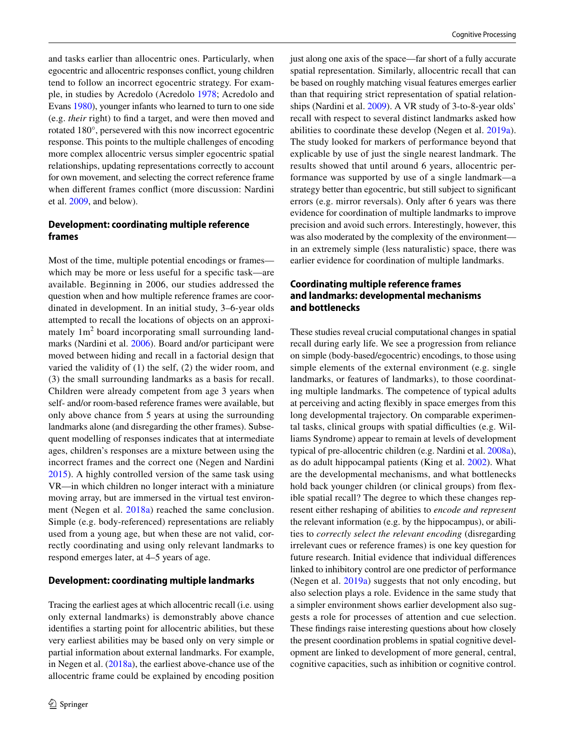and tasks earlier than allocentric ones. Particularly, when egocentric and allocentric responses conflict, young children tend to follow an incorrect egocentric strategy. For example, in studies by Acredolo (Acredolo 1978; Acredolo and Evans 1980), younger infants who learned to turn to one side (e.g. *their* right) to find a target, and were then moved and rotated 180°, persevered with this now incorrect egocentric response. This points to the multiple challenges of encoding more complex allocentric versus simpler egocentric spatial relationships, updating representations correctly to account for own movement, and selecting the correct reference frame when different frames conflict (more discussion: Nardini et al. 2009, and below).

## Development: coordinating multiple reference frames

Most of the time, multiple potential encodings or frames—which may be more or less useful for a specific task—are available. Beginning in 2006, our studies addressed the question when and how multiple reference frames are coordinated in development. In an initial study, 3–6-year olds attempted to recall the locations of objects on an approximately 1m$^2$ board incorporating small surrounding landmarks (Nardini et al. 2006). Board and/or participant were moved between hiding and recall in a factorial design that varied the validity of (1) the self, (2) the wider room, and (3) the small surrounding landmarks as a basis for recall. Children were already competent from age 3 years when self- and/or room-based reference frames were available, but only above chance from 5 years at using the surrounding landmarks alone (and disregarding the other frames). Subsequent modelling of responses indicates that at intermediate ages, children's responses are a mixture between using the incorrect frames and the correct one (Negen and Nardini 2015). A highly controlled version of the same task using VR—in which children no longer interact with a miniature moving array, but are immersed in the virtual test environment (Negen et al. 2018a) reached the same conclusion. Simple (e.g. body-referenced) representations are reliably used from a young age, but when these are not valid, correctly coordinating and using only relevant landmarks to respond emerges later, at 4–5 years of age.

## Development: coordinating multiple landmarks

Tracing the earliest ages at which allocentric recall (i.e. using only external landmarks) is demonstrably above chance identifies a starting point for allocentric abilities, but these very earliest abilities may be based only on very simple or partial information about external landmarks. For example, in Negen et al. (2018a), the earliest above-chance use of the allocentric frame could be explained by encoding position just along one axis of the space—far short of a fully accurate spatial representation. Similarly, allocentric recall that can be based on roughly matching visual features emerges earlier than that requiring strict representation of spatial relationships (Nardini et al. 2009). A VR study of 3-to-8-year olds' recall with respect to several distinct landmarks asked how abilities to coordinate these develop (Negen et al. 2019a). The study looked for markers of performance beyond that explicable by use of just the single nearest landmark. The results showed that until around 6 years, allocentric performance was supported by use of a single landmark—a strategy better than egocentric, but still subject to significant errors (e.g. mirror reversals). Only after 6 years was there evidence for coordination of multiple landmarks to improve precision and avoid such errors. Interestingly, however, this was also moderated by the complexity of the environment—in an extremely simple (less naturalistic) space, there was earlier evidence for coordination of multiple landmarks.

## Coordinating multiple reference frames and landmarks: developmental mechanisms and bottlenecks

These studies reveal crucial computational changes in spatial recall during early life. We see a progression from reliance on simple (body-based/egocentric) encodings, to those using simple elements of the external environment (e.g. single landmarks, or features of landmarks), to those coordinating multiple landmarks. The competence of typical adults at perceiving and acting flexibly in space emerges from this long developmental trajectory. On comparable experimental tasks, clinical groups with spatial difficulties (e.g. Williams Syndrome) appear to remain at levels of development typical of pre-allocentric children (e.g. Nardini et al. 2008a), as do adult hippocampal patients (King et al. 2002). What are the developmental mechanisms, and what bottlenecks hold back younger children (or clinical groups) from flexible spatial recall? The degree to which these changes represent either reshaping of abilities to *encode and represent* the relevant information (e.g. by the hippocampus), or abilities to *correctly select the relevant encoding* (disregarding irrelevant cues or reference frames) is one key question for future research. Initial evidence that individual differences linked to inhibitory control are one predictor of performance (Negen et al. 2019a) suggests that not only encoding, but also selection plays a role. Evidence in the same study that a simpler environment shows earlier development also suggests a role for processes of attention and cue selection. These findings raise interesting questions about how closely the present coordination problems in spatial cognitive development are linked to development of more general, central, cognitive capacities, such as inhibition or cognitive control.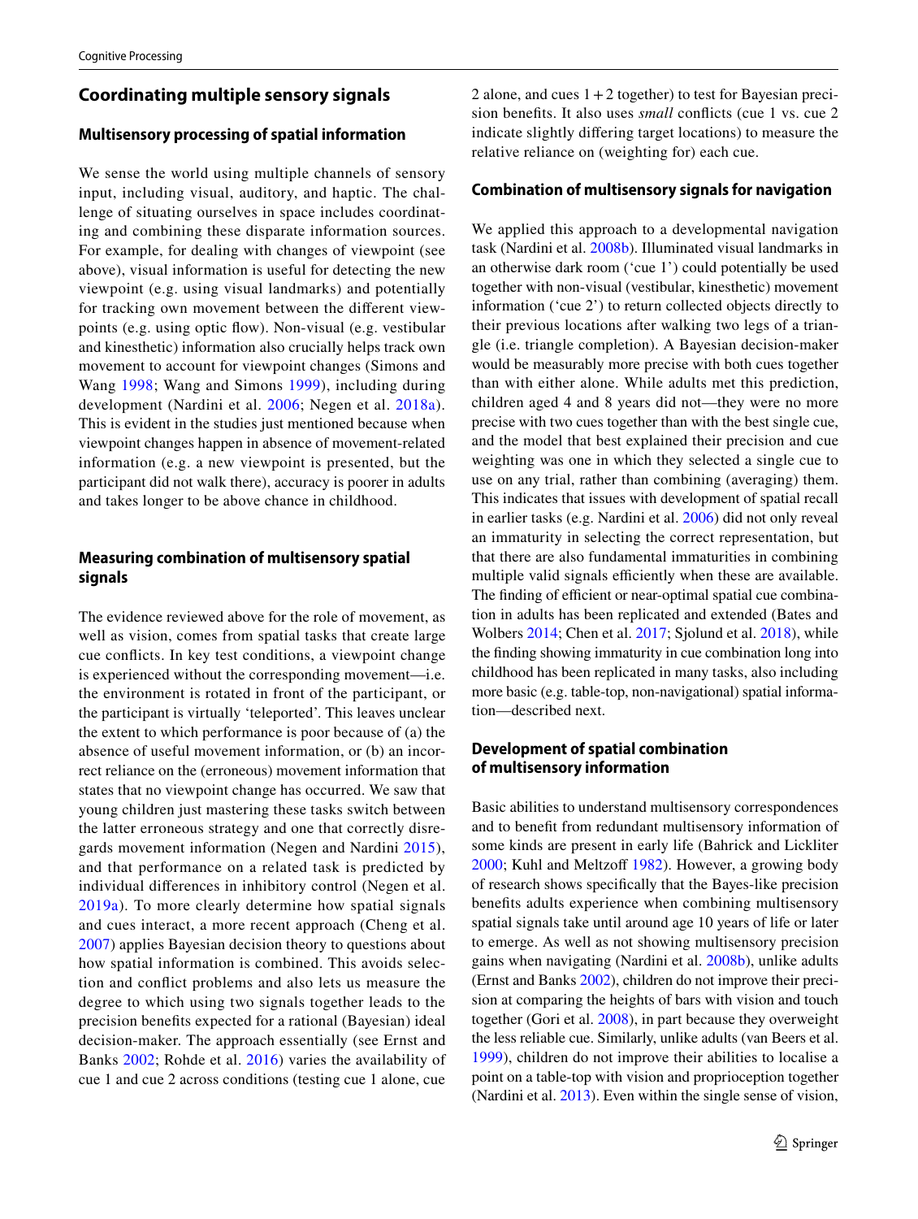## Coordinating multiple sensory signals

### Multisensory processing of spatial information

We sense the world using multiple channels of sensory input, including visual, auditory, and haptic. The challenge of situating ourselves in space includes coordinating and combining these disparate information sources. For example, for dealing with changes of viewpoint (see above), visual information is useful for detecting the new viewpoint (e.g. using visual landmarks) and potentially for tracking own movement between the different viewpoints (e.g. using optic flow). Non-visual (e.g. vestibular and kinesthetic) information also crucially helps track own movement to account for viewpoint changes (Simons and Wang 1998; Wang and Simons 1999), including during development (Nardini et al. 2006; Negen et al. 2018a). This is evident in the studies just mentioned because when viewpoint changes happen in absence of movement-related information (e.g. a new viewpoint is presented, but the participant did not walk there), accuracy is poorer in adults and takes longer to be above chance in childhood.

### Measuring combination of multisensory spatial signals

The evidence reviewed above for the role of movement, as well as vision, comes from spatial tasks that create large cue conflicts. In key test conditions, a viewpoint change is experienced without the corresponding movement—i.e. the environment is rotated in front of the participant, or the participant is virtually 'teleported'. This leaves unclear the extent to which performance is poor because of (a) the absence of useful movement information, or (b) an incorrect reliance on the (erroneous) movement information that states that no viewpoint change has occurred. We saw that young children just mastering these tasks switch between the latter erroneous strategy and one that correctly disregards movement information (Negen and Nardini 2015), and that performance on a related task is predicted by individual differences in inhibitory control (Negen et al. 2019a). To more clearly determine how spatial signals and cues interact, a more recent approach (Cheng et al. 2007) applies Bayesian decision theory to questions about how spatial information is combined. This avoids selection and conflict problems and also lets us measure the degree to which using two signals together leads to the precision benefits expected for a rational (Bayesian) ideal decision-maker. The approach essentially (see Ernst and Banks 2002; Rohde et al. 2016) varies the availability of cue 1 and cue 2 across conditions (testing cue 1 alone, cue 2 alone, and cues 1 + 2 together) to test for Bayesian precision benefits. It also uses *small* conflicts (cue 1 vs. cue 2 indicate slightly differing target locations) to measure the relative reliance on (weighting for) each cue.

### Combination of multisensory signals for navigation

We applied this approach to a developmental navigation task (Nardini et al. 2008b). Illuminated visual landmarks in an otherwise dark room ('cue 1') could potentially be used together with non-visual (vestibular, kinesthetic) movement information ('cue 2') to return collected objects directly to their previous locations after walking two legs of a triangle (i.e. triangle completion). A Bayesian decision-maker would be measurably more precise with both cues together than with either alone. While adults met this prediction, children aged 4 and 8 years did not—they were no more precise with two cues together than with the best single cue, and the model that best explained their precision and cue weighting was one in which they selected a single cue to use on any trial, rather than combining (averaging) them. This indicates that issues with development of spatial recall in earlier tasks (e.g. Nardini et al. 2006) did not only reveal an immaturity in selecting the correct representation, but that there are also fundamental immaturities in combining multiple valid signals efficiently when these are available. The finding of efficient or near-optimal spatial cue combination in adults has been replicated and extended (Bates and Wolbers 2014; Chen et al. 2017; Sjolund et al. 2018), while the finding showing immaturity in cue combination long into childhood has been replicated in many tasks, also including more basic (e.g. table-top, non-navigational) spatial information—described next.

### Development of spatial combination of multisensory information

Basic abilities to understand multisensory correspondences and to benefit from redundant multisensory information of some kinds are present in early life (Bahrick and Lickliter 2000; Kuhl and Meltzoff 1982). However, a growing body of research shows specifically that the Bayes-like precision benefits adults experience when combining multisensory spatial signals take until around age 10 years of life or later to emerge. As well as not showing multisensory precision gains when navigating (Nardini et al. 2008b), unlike adults (Ernst and Banks 2002), children do not improve their precision at comparing the heights of bars with vision and touch together (Gori et al. 2008), in part because they overweight the less reliable cue. Similarly, unlike adults (van Beers et al. 1999), children do not improve their abilities to localise a point on a table-top with vision and proprioception together (Nardini et al. 2013). Even within the single sense of vision,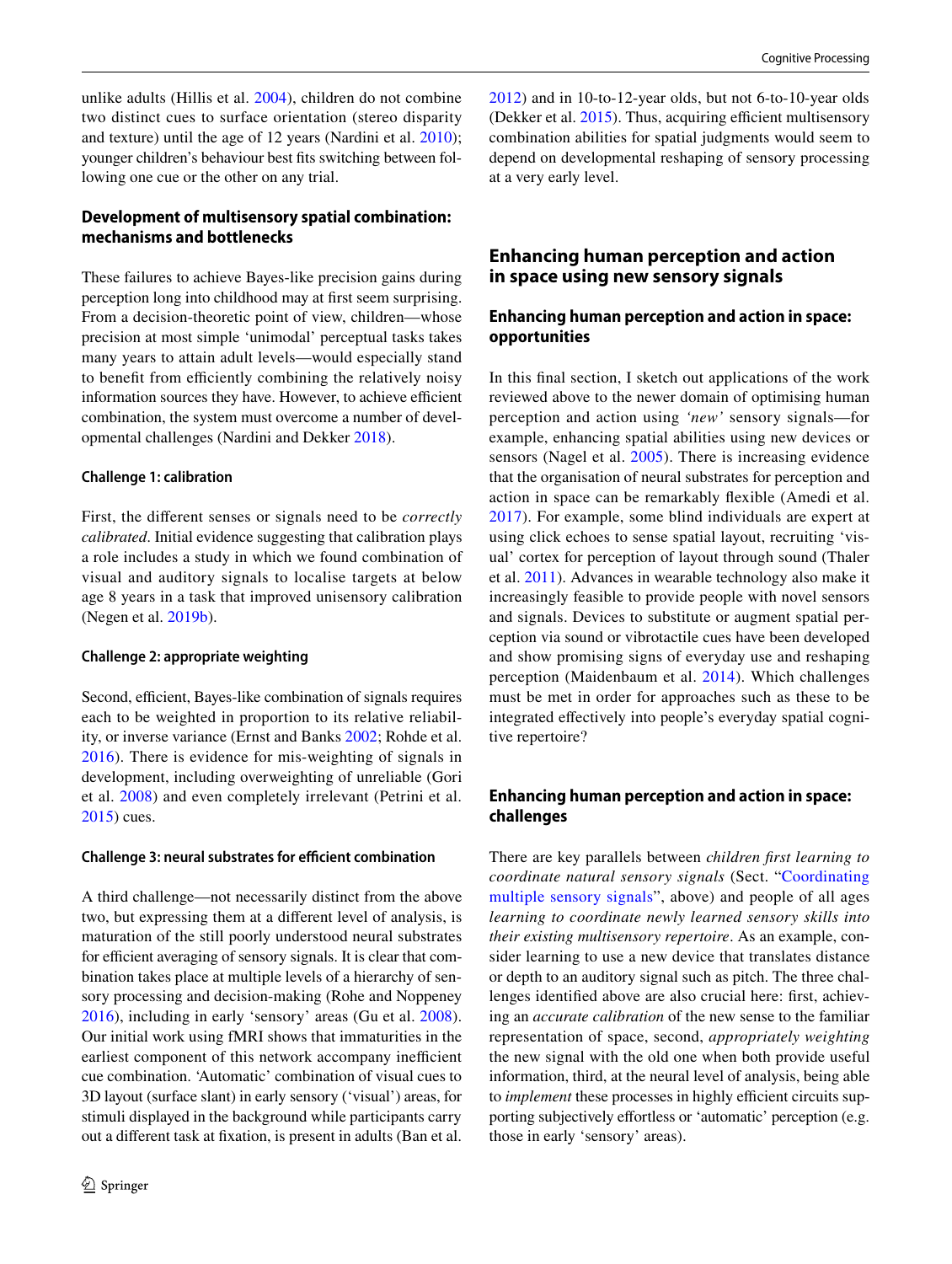unlike adults (Hillis et al. 2004), children do not combine two distinct cues to surface orientation (stereo disparity and texture) until the age of 12 years (Nardini et al. 2010); younger children's behaviour best fits switching between following one cue or the other on any trial.

### Development of multisensory spatial combination: mechanisms and bottlenecks

These failures to achieve Bayes-like precision gains during perception long into childhood may at first seem surprising. From a decision-theoretic point of view, children—whose precision at most simple 'unimodal' perceptual tasks takes many years to attain adult levels—would especially stand to benefit from efficiently combining the relatively noisy information sources they have. However, to achieve efficient combination, the system must overcome a number of developmental challenges (Nardini and Dekker 2018).

#### Challenge 1: calibration

First, the different senses or signals need to be *correctly calibrated*. Initial evidence suggesting that calibration plays a role includes a study in which we found combination of visual and auditory signals to localise targets at below age 8 years in a task that improved unisensory calibration (Negen et al. 2019b).

#### Challenge 2: appropriate weighting

Second, efficient, Bayes-like combination of signals requires each to be weighted in proportion to its relative reliability, or inverse variance (Ernst and Banks 2002; Rohde et al. 2016). There is evidence for mis-weighting of signals in development, including overweighting of unreliable (Gori et al. 2008) and even completely irrelevant (Petrini et al. 2015) cues.

#### Challenge 3: neural substrates for efficient combination

A third challenge—not necessarily distinct from the above two, but expressing them at a different level of analysis, is maturation of the still poorly understood neural substrates for efficient averaging of sensory signals. It is clear that combination takes place at multiple levels of a hierarchy of sensory processing and decision-making (Rohe and Noppeney 2016), including in early 'sensory' areas (Gu et al. 2008). Our initial work using fMRI shows that immaturities in the earliest component of this network accompany inefficient cue combination. 'Automatic' combination of visual cues to 3D layout (surface slant) in early sensory ('visual') areas, for stimuli displayed in the background while participants carry out a different task at fixation, is present in adults (Ban et al. 2012) and in 10-to-12-year olds, but not 6-to-10-year olds (Dekker et al. 2015). Thus, acquiring efficient multisensory combination abilities for spatial judgments would seem to depend on developmental reshaping of sensory processing at a very early level.

## Enhancing human perception and action in space using new sensory signals

### Enhancing human perception and action in space: opportunities

In this final section, I sketch out applications of the work reviewed above to the newer domain of optimising human perception and action using *'new'* sensory signals—for example, enhancing spatial abilities using new devices or sensors (Nagel et al. 2005). There is increasing evidence that the organisation of neural substrates for perception and action in space can be remarkably flexible (Amedi et al. 2017). For example, some blind individuals are expert at using click echoes to sense spatial layout, recruiting 'visual' cortex for perception of layout through sound (Thaler et al. 2011). Advances in wearable technology also make it increasingly feasible to provide people with novel sensors and signals. Devices to substitute or augment spatial perception via sound or vibrotactile cues have been developed and show promising signs of everyday use and reshaping perception (Maidenbaum et al. 2014). Which challenges must be met in order for approaches such as these to be integrated effectively into people's everyday spatial cognitive repertoire?

### Enhancing human perception and action in space: challenges

There are key parallels between *children first learning to coordinate natural sensory signals* (Sect. "Coordinating multiple sensory signals", above) and people of all ages *learning to coordinate newly learned sensory skills into their existing multisensory repertoire*. As an example, consider learning to use a new device that translates distance or depth to an auditory signal such as pitch. The three challenges identified above are also crucial here: first, achieving an *accurate calibration* of the new sense to the familiar representation of space, second, *appropriately weighting* the new signal with the old one when both provide useful information, third, at the neural level of analysis, being able to *implement* these processes in highly efficient circuits supporting subjectively effortless or 'automatic' perception (e.g. those in early 'sensory' areas).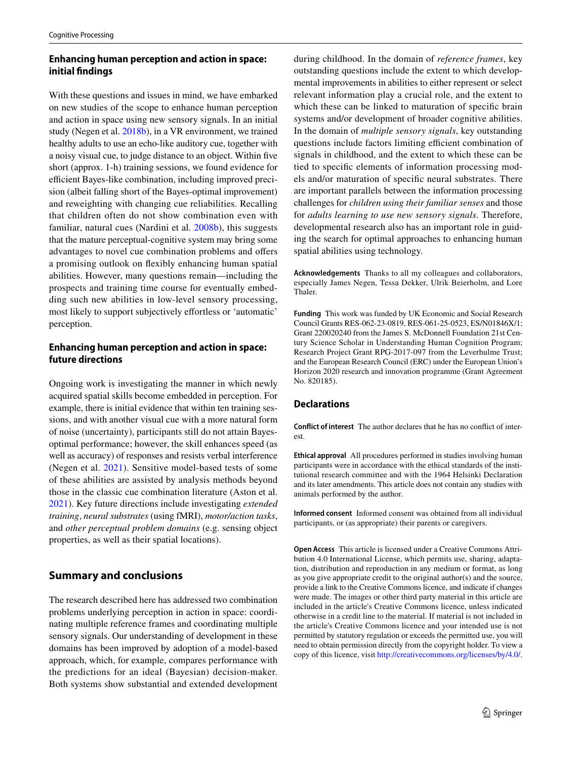## Enhancing human perception and action in space: initial findings

With these questions and issues in mind, we have embarked on new studies of the scope to enhance human perception and action in space using new sensory signals. In an initial study (Negen et al. 2018b), in a VR environment, we trained healthy adults to use an echo-like auditory cue, together with a noisy visual cue, to judge distance to an object. Within five short (approx. 1-h) training sessions, we found evidence for efficient Bayes-like combination, including improved precision (albeit falling short of the Bayes-optimal improvement) and reweighting with changing cue reliabilities. Recalling that children often do not show combination even with familiar, natural cues (Nardini et al. 2008b), this suggests that the mature perceptual-cognitive system may bring some advantages to novel cue combination problems and offers a promising outlook on flexibly enhancing human spatial abilities. However, many questions remain—including the prospects and training time course for eventually embedding such new abilities in low-level sensory processing, most likely to support subjectively effortless or 'automatic' perception.

## Enhancing human perception and action in space: future directions

Ongoing work is investigating the manner in which newly acquired spatial skills become embedded in perception. For example, there is initial evidence that within ten training sessions, and with another visual cue with a more natural form of noise (uncertainty), participants still do not attain Bayes-optimal performance; however, the skill enhances speed (as well as accuracy) of responses and resists verbal interference (Negen et al. 2021). Sensitive model-based tests of some of these abilities are assisted by analysis methods beyond those in the classic cue combination literature (Aston et al. 2021). Key future directions include investigating *extended training*, *neural substrates* (using fMRI), *motor/action tasks*, and *other perceptual problem domains* (e.g. sensing object properties, as well as their spatial locations).

## Summary and conclusions

The research described here has addressed two combination problems underlying perception in action in space: coordinating multiple reference frames and coordinating multiple sensory signals. Our understanding of development in these domains has been improved by adoption of a model-based approach, which, for example, compares performance with the predictions for an ideal (Bayesian) decision-maker. Both systems show substantial and extended development during childhood. In the domain of *reference frames*, key outstanding questions include the extent to which developmental improvements in abilities to either represent or select relevant information play a crucial role, and the extent to which these can be linked to maturation of specific brain systems and/or development of broader cognitive abilities. In the domain of *multiple sensory signals*, key outstanding questions include factors limiting efficient combination of signals in childhood, and the extent to which these can be tied to specific elements of information processing models and/or maturation of specific neural substrates. There are important parallels between the information processing challenges for *children using their familiar senses* and those for *adults learning to use new sensory signals*. Therefore, developmental research also has an important role in guiding the search for optimal approaches to enhancing human spatial abilities using technology.

**Acknowledgements** Thanks to all my colleagues and collaborators, especially James Negen, Tessa Dekker, Ulrik Beierholm, and Lore Thaler.

**Funding** This work was funded by UK Economic and Social Research Council Grants RES-062-23-0819, RES-061-25-0523, ES/N01846X/1; Grant 220020240 from the James S. McDonnell Foundation 21st Century Science Scholar in Understanding Human Cognition Program; Research Project Grant RPG-2017-097 from the Leverhulme Trust; and the European Research Council (ERC) under the European Union's Horizon 2020 research and innovation programme (Grant Agreement No. 820185).

## Declarations

**Conflict of interest** The author declares that he has no conflict of interest.

**Ethical approval** All procedures performed in studies involving human participants were in accordance with the ethical standards of the institutional research committee and with the 1964 Helsinki Declaration and its later amendments. This article does not contain any studies with animals performed by the author.

**Informed consent** Informed consent was obtained from all individual participants, or (as appropriate) their parents or caregivers.

**Open Access** This article is licensed under a Creative Commons Attribution 4.0 International License, which permits use, sharing, adaptation, distribution and reproduction in any medium or format, as long as you give appropriate credit to the original author(s) and the source, provide a link to the Creative Commons licence, and indicate if changes were made. The images or other third party material in this article are included in the article's Creative Commons licence, unless indicated otherwise in a credit line to the material. If material is not included in the article's Creative Commons licence and your intended use is not permitted by statutory regulation or exceeds the permitted use, you will need to obtain permission directly from the copyright holder. To view a copy of this licence, visit http://creativecommons.org/licenses/by/4.0/.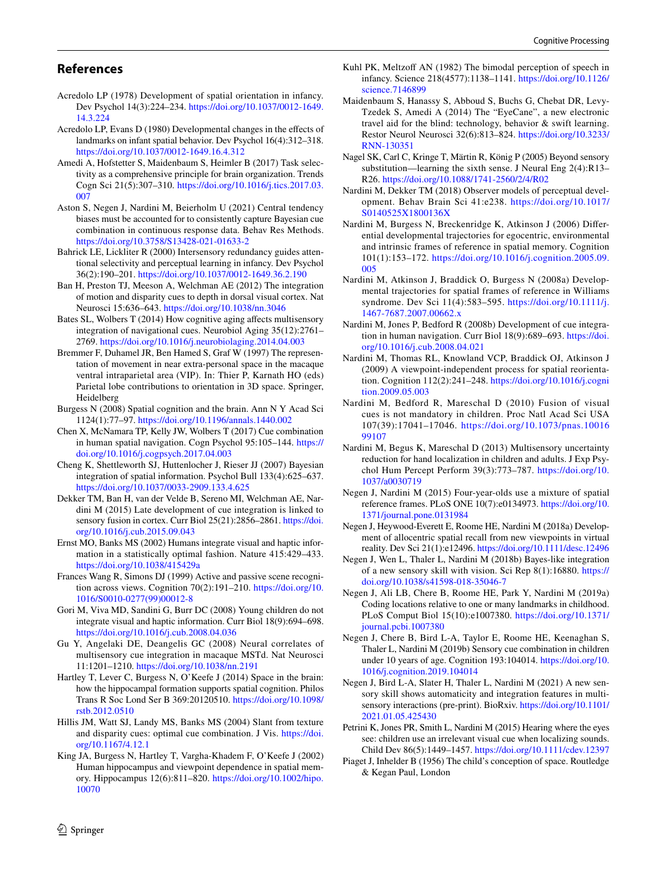## References

Acredolo LP (1978) Development of spatial orientation in infancy. Dev Psychol 14(3):224–234. https://doi.org/10.1037/0012-1649.14.3.224

Acredolo LP, Evans D (1980) Developmental changes in the effects of landmarks on infant spatial behavior. Dev Psychol 16(4):312–318. https://doi.org/10.1037/0012-1649.16.4.312

Amedi A, Hofstetter S, Maidenbaum S, Heimler B (2017) Task selectivity as a comprehensive principle for brain organization. Trends Cogn Sci 21(5):307–310. https://doi.org/10.1016/j.tics.2017.03.007

Aston S, Negen J, Nardini M, Beierholm U (2021) Central tendency biases must be accounted for to consistently capture Bayesian cue combination in continuous response data. Behav Res Methods. https://doi.org/10.3758/S13428-021-01633-2

Bahrick LE, Lickliter R (2000) Intersensory redundancy guides attentional selectivity and perceptual learning in infancy. Dev Psychol 36(2):190–201. https://doi.org/10.1037/0012-1649.36.2.190

Ban H, Preston TJ, Meeson A, Welchman AE (2012) The integration of motion and disparity cues to depth in dorsal visual cortex. Nat Neurosci 15:636–643. https://doi.org/10.1038/nn.3046

Bates SL, Wolbers T (2014) How cognitive aging affects multisensory integration of navigational cues. Neurobiol Aging 35(12):2761–2769. https://doi.org/10.1016/j.neurobiolaging.2014.04.003

Bremmer F, Duhamel JR, Ben Hamed S, Graf W (1997) The representation of movement in near extra-personal space in the macaque ventral intraparietal area (VIP). In: Thier P, Karnath HO (eds) Parietal lobe contributions to orientation in 3D space. Springer, Heidelberg

Burgess N (2008) Spatial cognition and the brain. Ann N Y Acad Sci 1124(1):77–97. https://doi.org/10.1196/annals.1440.002

Chen X, McNamara TP, Kelly JW, Wolbers T (2017) Cue combination in human spatial navigation. Cogn Psychol 95:105–144. https://doi.org/10.1016/j.cogpsych.2017.04.003

Cheng K, Shettleworth SJ, Huttenlocher J, Rieser JJ (2007) Bayesian integration of spatial information. Psychol Bull 133(4):625–637. https://doi.org/10.1037/0033-2909.133.4.625

Dekker TM, Ban H, van der Velde B, Sereno MI, Welchman AE, Nardini M (2015) Late development of cue integration is linked to sensory fusion in cortex. Curr Biol 25(21):2856–2861. https://doi.org/10.1016/j.cub.2015.09.043

Ernst MO, Banks MS (2002) Humans integrate visual and haptic information in a statistically optimal fashion. Nature 415:429–433. https://doi.org/10.1038/415429a

Frances Wang R, Simons DJ (1999) Active and passive scene recognition across views. Cognition 70(2):191–210. https://doi.org/10.1016/S0010-0277(99)00012-8

Gori M, Viva MD, Sandini G, Burr DC (2008) Young children do not integrate visual and haptic information. Curr Biol 18(9):694–698. https://doi.org/10.1016/j.cub.2008.04.036

Gu Y, Angelaki DE, Deangelis GC (2008) Neural correlates of multisensory cue integration in macaque MSTd. Nat Neurosci 11:1201–1210. https://doi.org/10.1038/nn.2191

Hartley T, Lever C, Burgess N, O'Keefe J (2014) Space in the brain: how the hippocampal formation supports spatial cognition. Philos Trans R Soc Lond Ser B 369:20120510. https://doi.org/10.1098/rstb.2012.0510

Hillis JM, Watt SJ, Landy MS, Banks MS (2004) Slant from texture and disparity cues: optimal cue combination. J Vis. https://doi.org/10.1167/4.12.1

King JA, Burgess N, Hartley T, Vargha-Khadem F, O'Keefe J (2002) Human hippocampus and viewpoint dependence in spatial memory. Hippocampus 12(6):811–820. https://doi.org/10.1002/hipo.10070

Kuhl PK, Meltzoff AN (1982) The bimodal perception of speech in infancy. Science 218(4577):1138–1141. https://doi.org/10.1126/science.7146899

Maidenbaum S, Hanassy S, Abboud S, Buchs G, Chebat DR, Levy-Tzedek S, Amedi A (2014) The "EyeCane", a new electronic travel aid for the blind: technology, behavior & swift learning. Restor Neurol Neurosci 32(6):813–824. https://doi.org/10.3233/RNN-130351

Nagel SK, Carl C, Kringe T, Märtin R, König P (2005) Beyond sensory substitution—learning the sixth sense. J Neural Eng 2(4):R13–R26. https://doi.org/10.1088/1741-2560/2/4/R02

Nardini M, Dekker TM (2018) Observer models of perceptual development. Behav Brain Sci 41:e238. https://doi.org/10.1017/S0140525X1800136X

Nardini M, Burgess N, Breckenridge K, Atkinson J (2006) Differential developmental trajectories for egocentric, environmental and intrinsic frames of reference in spatial memory. Cognition 101(1):153–172. https://doi.org/10.1016/j.cognition.2005.09.005

Nardini M, Atkinson J, Braddick O, Burgess N (2008a) Developmental trajectories for spatial frames of reference in Williams syndrome. Dev Sci 11(4):583–595. https://doi.org/10.1111/j.1467-7687.2007.00662.x

Nardini M, Jones P, Bedford R (2008b) Development of cue integration in human navigation. Curr Biol 18(9):689–693. https://doi.org/10.1016/j.cub.2008.04.021

Nardini M, Thomas RL, Knowland VCP, Braddick OJ, Atkinson J (2009) A viewpoint-independent process for spatial reorientation. Cognition 112(2):241–248. https://doi.org/10.1016/j.cognition.2009.05.003

Nardini M, Bedford R, Mareschal D (2010) Fusion of visual cues is not mandatory in children. Proc Natl Acad Sci USA 107(39):17041–17046. https://doi.org/10.1073/pnas.1001699107

Nardini M, Begus K, Mareschal D (2013) Multisensory uncertainty reduction for hand localization in children and adults. J Exp Psychol Hum Percept Perform 39(3):773–787. https://doi.org/10.1037/a0030719

Negen J, Nardini M (2015) Four-year-olds use a mixture of spatial reference frames. PLoS ONE 10(7):e0134973. https://doi.org/10.1371/journal.pone.0131984

Negen J, Heywood-Everett E, Roome HE, Nardini M (2018a) Development of allocentric spatial recall from new viewpoints in virtual reality. Dev Sci 21(1):e12496. https://doi.org/10.1111/desc.12496

Negen J, Wen L, Thaler L, Nardini M (2018b) Bayes-like integration of a new sensory skill with vision. Sci Rep 8(1):16880. https://doi.org/10.1038/s41598-018-35046-7

Negen J, Ali LB, Chere B, Roome HE, Park Y, Nardini M (2019a) Coding locations relative to one or many landmarks in childhood. PLoS Comput Biol 15(10):e1007380. https://doi.org/10.1371/journal.pcbi.1007380

Negen J, Chere B, Bird L-A, Taylor E, Roome HE, Keenaghan S, Thaler L, Nardini M (2019b) Sensory cue combination in children under 10 years of age. Cognition 193:104014. https://doi.org/10.1016/j.cognition.2019.104014

Negen J, Bird L-A, Slater H, Thaler L, Nardini M (2021) A new sensory skill shows automaticity and integration features in multisensory interactions (pre-print). BioRxiv. https://doi.org/10.1101/2021.01.05.425430

Petrini K, Jones PR, Smith L, Nardini M (2015) Hearing where the eyes see: children use an irrelevant visual cue when localizing sounds. Child Dev 86(5):1449–1457. https://doi.org/10.1111/cdev.12397

Piaget J, Inhelder B (1956) The child's conception of space. Routledge & Kegan Paul, London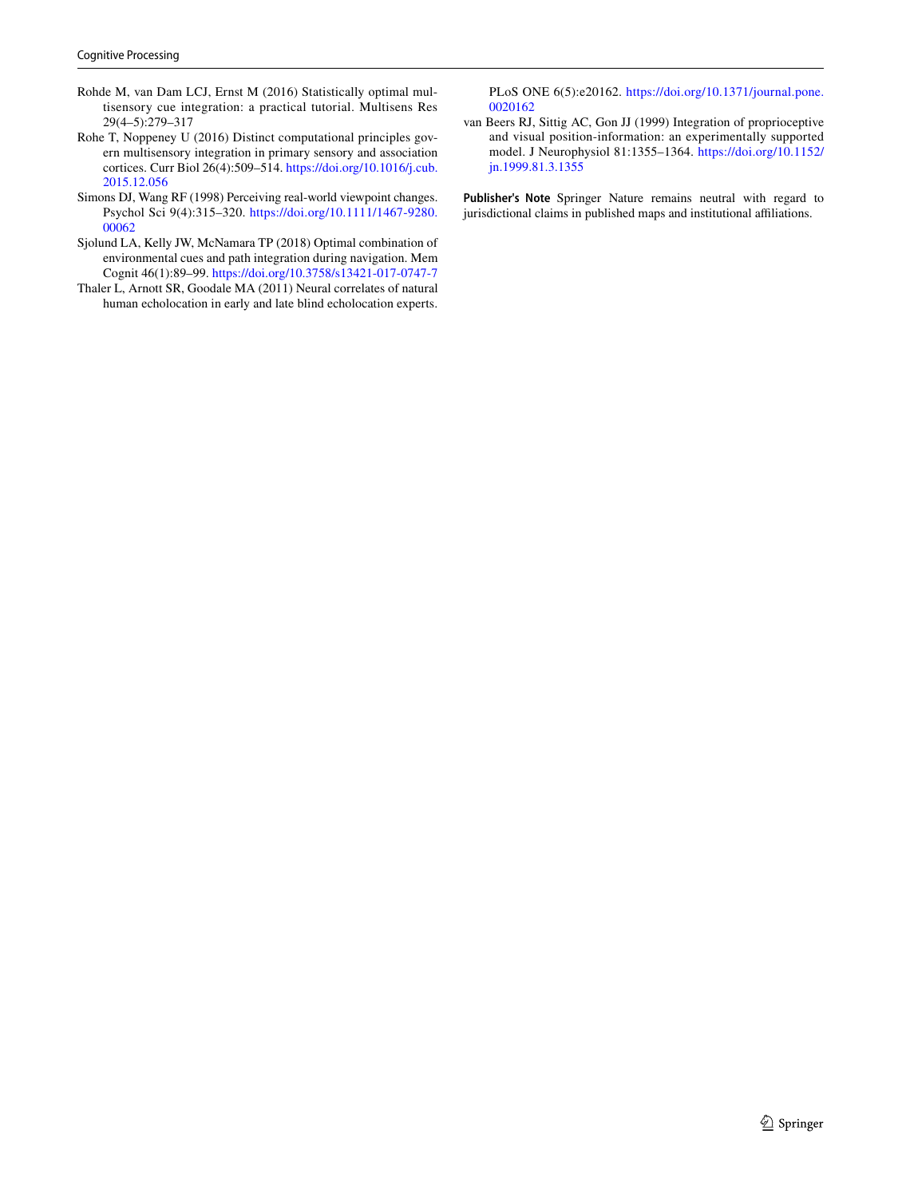Rohde M, van Dam LCJ, Ernst M (2016) Statistically optimal multisensory cue integration: a practical tutorial. Multisens Res 29(4–5):279–317

Rohe T, Noppeney U (2016) Distinct computational principles govern multisensory integration in primary sensory and association cortices. Curr Biol 26(4):509–514. https://doi.org/10.1016/j.cub.2015.12.056

Simons DJ, Wang RF (1998) Perceiving real-world viewpoint changes. Psychol Sci 9(4):315–320. https://doi.org/10.1111/1467-9280.00062

Sjolund LA, Kelly JW, McNamara TP (2018) Optimal combination of environmental cues and path integration during navigation. Mem Cognit 46(1):89–99. https://doi.org/10.3758/s13421-017-0747-7

Thaler L, Arnott SR, Goodale MA (2011) Neural correlates of natural human echolocation in early and late blind echolocation experts. PLoS ONE 6(5):e20162. https://doi.org/10.1371/journal.pone.0020162

van Beers RJ, Sittig AC, Gon JJ (1999) Integration of proprioceptive and visual position-information: an experimentally supported model. J Neurophysiol 81:1355–1364. https://doi.org/10.1152/jn.1999.81.3.1355

**Publisher's Note** Springer Nature remains neutral with regard to jurisdictional claims in published maps and institutional affiliations.